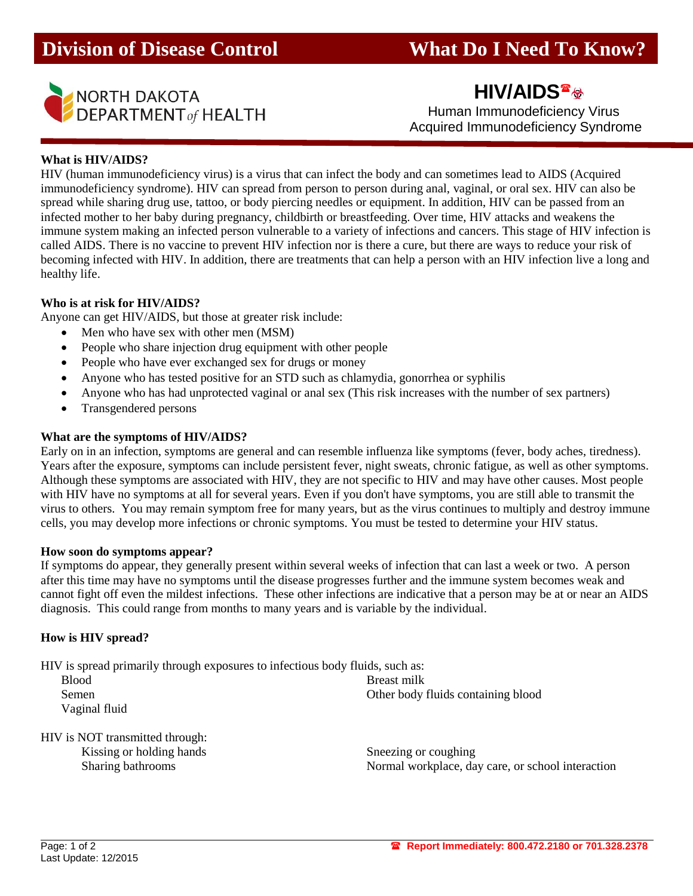# Division of Disease Control — What Do I Need To Know?

NORTH DAKOTA DEPARTMENT *of* HEALTH

## HIV/AIDS

Human Immunodeficiency Virus
Acquired Immunodeficiency Syndrome

**What is HIV/AIDS?**

HIV (human immunodeficiency virus) is a virus that can infect the body and can sometimes lead to AIDS (Acquired immunodeficiency syndrome). HIV can spread from person to person during anal, vaginal, or oral sex. HIV can also be spread while sharing drug use, tattoo, or body piercing needles or equipment. In addition, HIV can be passed from an infected mother to her baby during pregnancy, childbirth or breastfeeding. Over time, HIV attacks and weakens the immune system making an infected person vulnerable to a variety of infections and cancers. This stage of HIV infection is called AIDS. There is no vaccine to prevent HIV infection nor is there a cure, but there are ways to reduce your risk of becoming infected with HIV. In addition, there are treatments that can help a person with an HIV infection live a long and healthy life.

**Who is at risk for HIV/AIDS?**

Anyone can get HIV/AIDS, but those at greater risk include:

- Men who have sex with other men (MSM)
- People who share injection drug equipment with other people
- People who have ever exchanged sex for drugs or money
- Anyone who has tested positive for an STD such as chlamydia, gonorrhea or syphilis
- Anyone who has had unprotected vaginal or anal sex (This risk increases with the number of sex partners)
- Transgendered persons

**What are the symptoms of HIV/AIDS?**

Early on in an infection, symptoms are general and can resemble influenza like symptoms (fever, body aches, tiredness). Years after the exposure, symptoms can include persistent fever, night sweats, chronic fatigue, as well as other symptoms. Although these symptoms are associated with HIV, they are not specific to HIV and may have other causes. Most people with HIV have no symptoms at all for several years. Even if you don't have symptoms, you are still able to transmit the virus to others. You may remain symptom free for many years, but as the virus continues to multiply and destroy immune cells, you may develop more infections or chronic symptoms. You must be tested to determine your HIV status.

**How soon do symptoms appear?**

If symptoms do appear, they generally present within several weeks of infection that can last a week or two. A person after this time may have no symptoms until the disease progresses further and the immune system becomes weak and cannot fight off even the mildest infections. These other infections are indicative that a person may be at or near an AIDS diagnosis. This could range from months to many years and is variable by the individual.

**How is HIV spread?**

HIV is spread primarily through exposures to infectious body fluids, such as:

- Blood
- Semen
- Vaginal fluid
- Breast milk
- Other body fluids containing blood

HIV is NOT transmitted through:

- Kissing or holding hands
- Sharing bathrooms
- Sneezing or coughing
- Normal workplace, day care, or school interaction

Last Update: 12/2015

☎ **Report Immediately: 800.472.2180 or 701.328.2378**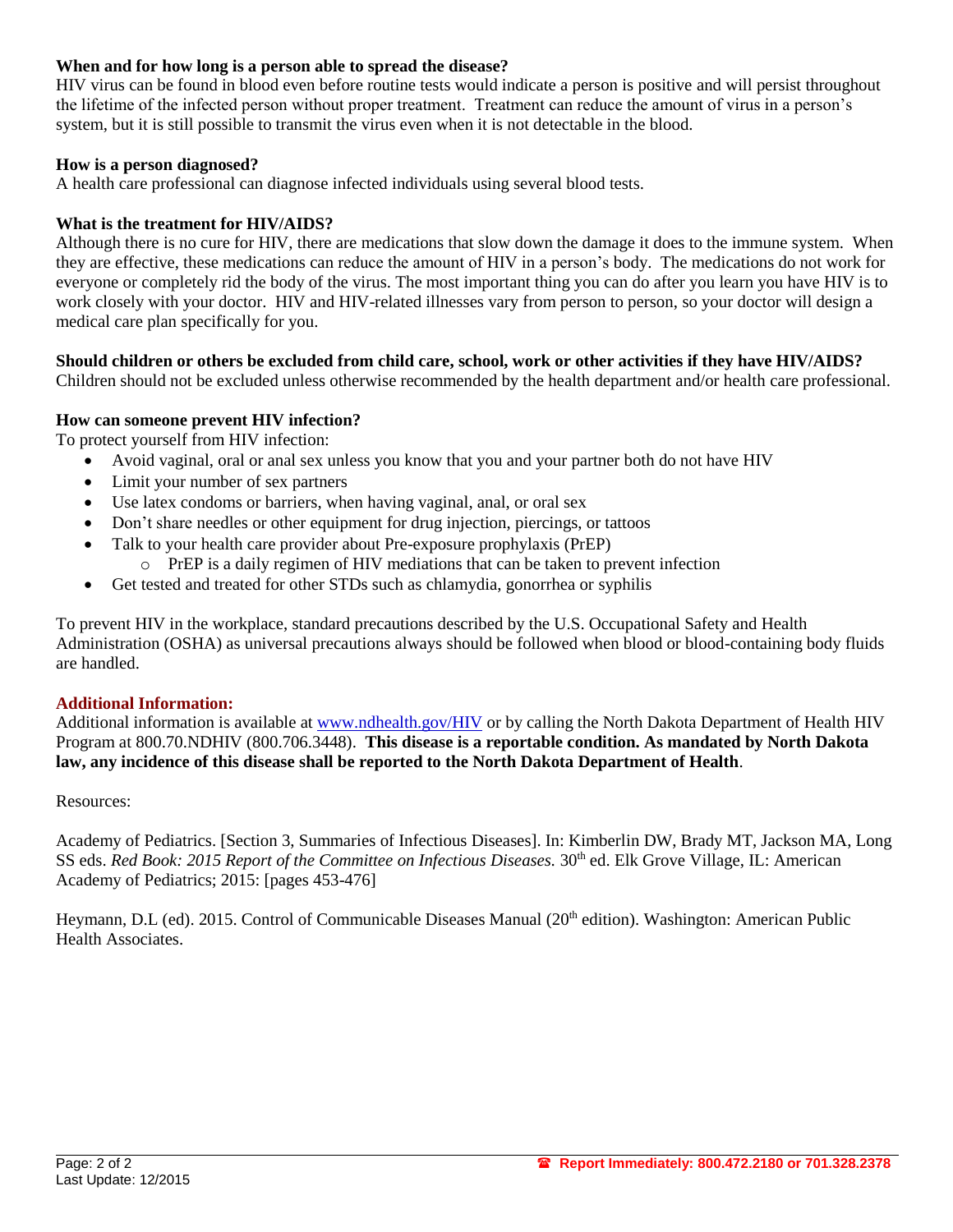**When and for how long is a person able to spread the disease?**
HIV virus can be found in blood even before routine tests would indicate a person is positive and will persist throughout the lifetime of the infected person without proper treatment. Treatment can reduce the amount of virus in a person's system, but it is still possible to transmit the virus even when it is not detectable in the blood.

**How is a person diagnosed?**
A health care professional can diagnose infected individuals using several blood tests.

**What is the treatment for HIV/AIDS?**
Although there is no cure for HIV, there are medications that slow down the damage it does to the immune system. When they are effective, these medications can reduce the amount of HIV in a person's body. The medications do not work for everyone or completely rid the body of the virus. The most important thing you can do after you learn you have HIV is to work closely with your doctor. HIV and HIV-related illnesses vary from person to person, so your doctor will design a medical care plan specifically for you.

**Should children or others be excluded from child care, school, work or other activities if they have HIV/AIDS?**
Children should not be excluded unless otherwise recommended by the health department and/or health care professional.

**How can someone prevent HIV infection?**
To protect yourself from HIV infection:

- Avoid vaginal, oral or anal sex unless you know that you and your partner both do not have HIV
- Limit your number of sex partners
- Use latex condoms or barriers, when having vaginal, anal, or oral sex
- Don't share needles or other equipment for drug injection, piercings, or tattoos
- Talk to your health care provider about Pre-exposure prophylaxis (PrEP)
  - PrEP is a daily regimen of HIV mediations that can be taken to prevent infection
- Get tested and treated for other STDs such as chlamydia, gonorrhea or syphilis

To prevent HIV in the workplace, standard precautions described by the U.S. Occupational Safety and Health Administration (OSHA) as universal precautions always should be followed when blood or blood-containing body fluids are handled.

**Additional Information:**
Additional information is available at www.ndhealth.gov/HIV or by calling the North Dakota Department of Health HIV Program at 800.70.NDHIV (800.706.3448). **This disease is a reportable condition. As mandated by North Dakota law, any incidence of this disease shall be reported to the North Dakota Department of Health**.

Resources:

Academy of Pediatrics. [Section 3, Summaries of Infectious Diseases]. In: Kimberlin DW, Brady MT, Jackson MA, Long SS eds. *Red Book: 2015 Report of the Committee on Infectious Diseases.* 30th ed. Elk Grove Village, IL: American Academy of Pediatrics; 2015: [pages 453-476]

Heymann, D.L (ed). 2015. Control of Communicable Diseases Manual (20th edition). Washington: American Public Health Associates.

Last Update: 12/2015

**Report Immediately: 800.472.2180 or 701.328.2378**